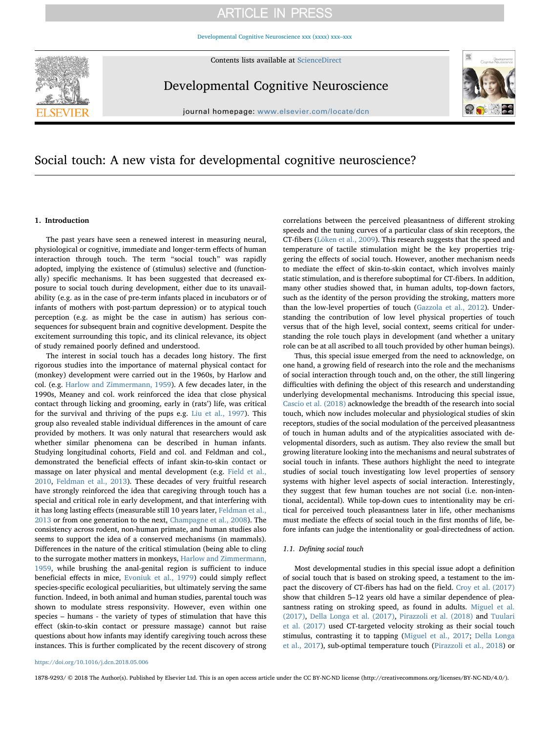# Social touch: A new vista for developmental cognitive neuroscience?

## 1. Introduction

The past years have seen a renewed interest in measuring neural, physiological or cognitive, immediate and longer-term effects of human interaction through touch. The term "social touch" was rapidly adopted, implying the existence of (stimulus) selective and (functionally) specific mechanisms. It has been suggested that decreased exposure to social touch during development, either due to its unavailability (e.g. as in the case of pre-term infants placed in incubators or of infants of mothers with post-partum depression) or to atypical touch perception (e.g. as might be the case in autism) has serious consequences for subsequent brain and cognitive development. Despite the excitement surrounding this topic, and its clinical relevance, its object of study remained poorly defined and understood.

The interest in social touch has a decades long history. The first rigorous studies into the importance of maternal physical contact for (monkey) development were carried out in the 1960s, by Harlow and col. (e.g. Harlow and Zimmermann, 1959). A few decades later, in the 1990s, Meaney and col. work reinforced the idea that close physical contact through licking and grooming, early in (rats') life, was critical for the survival and thriving of the pups e.g. Liu et al., 1997). This group also revealed stable individual differences in the amount of care provided by mothers. It was only natural that researchers would ask whether similar phenomena can be described in human infants. Studying longitudinal cohorts, Field and col. and Feldman and col., demonstrated the beneficial effects of infant skin-to-skin contact or massage on later physical and mental development (e.g. Field et al., 2010, Feldman et al., 2013). These decades of very fruitful research have strongly reinforced the idea that caregiving through touch has a special and critical role in early development, and that interfering with it has long lasting effects (measurable still 10 years later, Feldman et al., 2013 or from one generation to the next, Champagne et al., 2008). The consistency across rodent, non-human primate, and human studies also seems to support the idea of a conserved mechanisms (in mammals). Differences in the nature of the critical stimulation (being able to cling to the surrogate mother matters in monkeys, Harlow and Zimmermann, 1959, while brushing the anal-genital region is sufficient to induce beneficial effects in mice, Evoniuk et al., 1979) could simply reflect species-specific ecological peculiarities, but ultimately serving the same function. Indeed, in both animal and human studies, parental touch was shown to modulate stress responsivity. However, even within one species – humans - the variety of types of stimulation that have this effect (skin-to-skin contact or pressure massage) cannot but raise questions about how infants may identify caregiving touch across these instances. This is further complicated by the recent discovery of strong correlations between the perceived pleasantness of different stroking speeds and the tuning curves of a particular class of skin receptors, the CT-fibers (Löken et al., 2009). This research suggests that the speed and temperature of tactile stimulation might be the key properties triggering the effects of social touch. However, another mechanism needs to mediate the effect of skin-to-skin contact, which involves mainly static stimulation, and is therefore suboptimal for CT-fibers. In addition, many other studies showed that, in human adults, top-down factors, such as the identity of the person providing the stroking, matters more than the low-level properties of touch (Gazzola et al., 2012). Understanding the contribution of low level physical properties of touch versus that of the high level, social context, seems critical for understanding the role touch plays in development (and whether a unitary role can be at all ascribed to all touch provided by other human beings).

Thus, this special issue emerged from the need to acknowledge, on one hand, a growing field of research into the role and the mechanisms of social interaction through touch and, on the other, the still lingering difficulties with defining the object of this research and understanding underlying developmental mechanisms. Introducing this special issue, Cascio et al. (2018) acknowledge the breadth of the research into social touch, which now includes molecular and physiological studies of skin receptors, studies of the social modulation of the perceived pleasantness of touch in human adults and of the atypicalities associated with developmental disorders, such as autism. They also review the small but growing literature looking into the mechanisms and neural substrates of social touch in infants. These authors highlight the need to integrate studies of social touch investigating low level properties of sensory systems with higher level aspects of social interaction. Interestingly, they suggest that few human touches are not social (i.e. non-intentional, accidental). While top-down cues to intentionality may be critical for perceived touch pleasantness later in life, other mechanisms must mediate the effects of social touch in the first months of life, before infants can judge the intentionality or goal-directedness of action.

### 1.1. Defining social touch

Most developmental studies in this special issue adopt a definition of social touch that is based on stroking speed, a testament to the impact the discovery of CT-fibers has had on the field. Croy et al. (2017) show that children 5–12 years old have a similar dependence of pleasantness rating on stroking speed, as found in adults. Miguel et al. (2017), Della Longa et al. (2017), Pirazzoli et al. (2018) and Tuulari et al. (2017) used CT-targeted velocity stroking as their social touch stimulus, contrasting it to tapping (Miguel et al., 2017; Della Longa et al., 2017), sub-optimal temperature touch (Pirazzoli et al., 2018) or

https://doi.org/10.1016/j.dcn.2018.05.006

1878-9293/ © 2018 The Author(s). Published by Elsevier Ltd. This is an open access article under the CC BY-NC-ND license (http://creativecommons.org/licenses/BY-NC-ND/4.0/).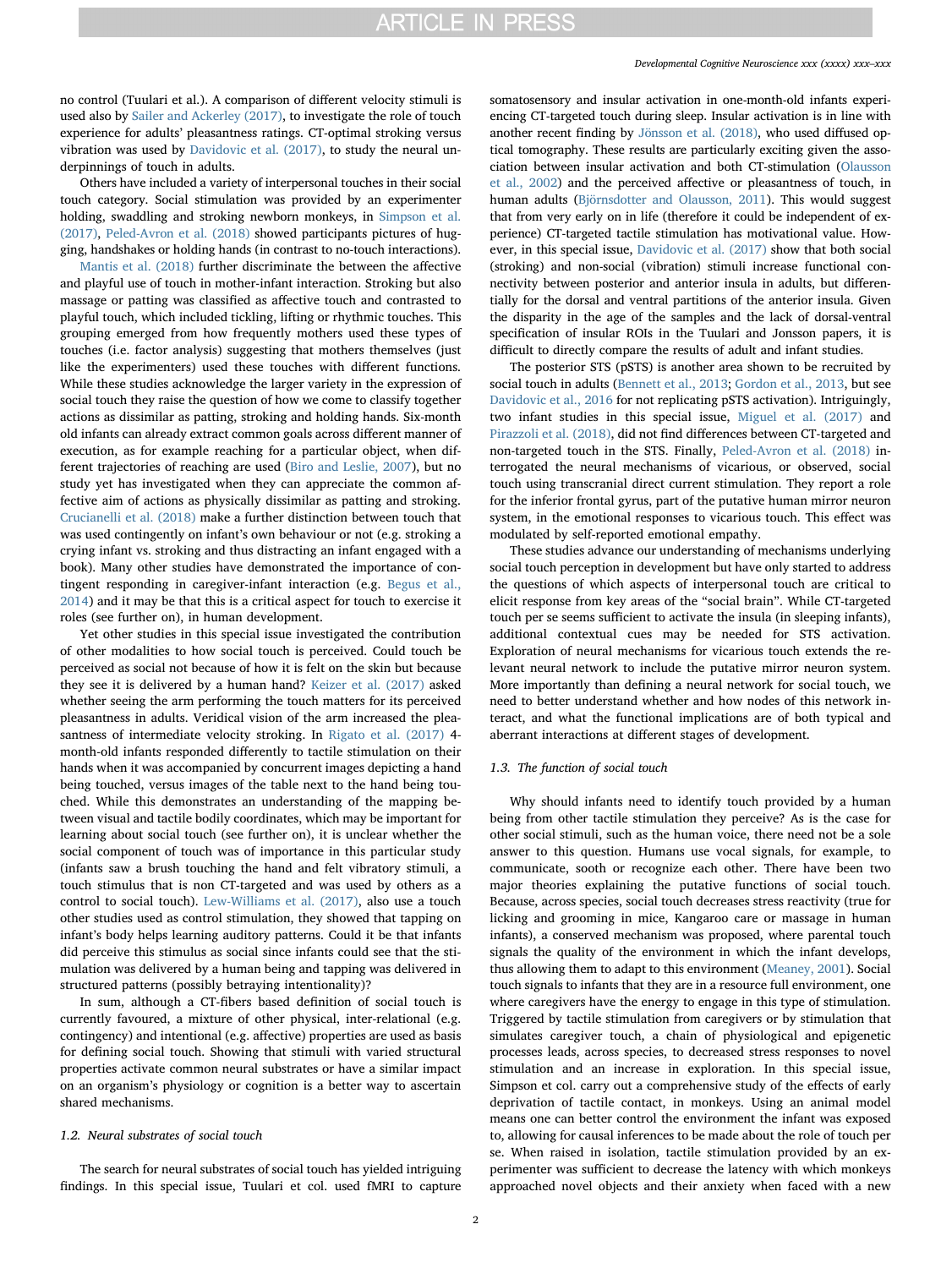no control (Tuulari et al.). A comparison of different velocity stimuli is used also by Sailer and Ackerley (2017), to investigate the role of touch experience for adults' pleasantness ratings. CT-optimal stroking versus vibration was used by Davidovic et al. (2017), to study the neural underpinnings of touch in adults.

Others have included a variety of interpersonal touches in their social touch category. Social stimulation was provided by an experimenter holding, swaddling and stroking newborn monkeys, in Simpson et al. (2017), Peled-Avron et al. (2018) showed participants pictures of hugging, handshakes or holding hands (in contrast to no-touch interactions). Mantis et al. (2018) further discriminate the between the affective and playful use of touch in mother-infant interaction. Stroking but also massage or patting was classified as affective touch and contrasted to playful touch, which included tickling, lifting or rhythmic touches. This grouping emerged from how frequently mothers used these types of touches (i.e. factor analysis) suggesting that mothers themselves (just like the experimenters) used these touches with different functions. While these studies acknowledge the larger variety in the expression of social touch they raise the question of how we come to classify together actions as dissimilar as patting, stroking and holding hands. Six-month old infants can already extract common goals across different manner of execution, as for example reaching for a particular object, when different trajectories of reaching are used (Biro and Leslie, 2007), but no study yet has investigated when they can appreciate the common affective aim of actions as physically dissimilar as patting and stroking. Crucianelli et al. (2018) make a further distinction between touch that was used contingently on infant's own behaviour or not (e.g. stroking a crying infant vs. stroking and thus distracting an infant engaged with a book). Many other studies have demonstrated the importance of contingent responding in caregiver-infant interaction (e.g. Begus et al., 2014) and it may be that this is a critical aspect for touch to exercise it roles (see further on), in human development.

Yet other studies in this special issue investigated the contribution of other modalities to how social touch is perceived. Could touch be perceived as social not because of how it is felt on the skin but because they see it is delivered by a human hand? Keizer et al. (2017) asked whether seeing the arm performing the touch matters for its perceived pleasantness in adults. Veridical vision of the arm increased the pleasantness of intermediate velocity stroking. In Rigato et al. (2017) 4-month-old infants responded differently to tactile stimulation on their hands when it was accompanied by concurrent images depicting a hand being touched, versus images of the table next to the hand being touched. While this demonstrates an understanding of the mapping between visual and tactile bodily coordinates, which may be important for learning about social touch (see further on), it is unclear whether the social component of touch was of importance in this particular study (infants saw a brush touching the hand and felt vibratory stimuli, a touch stimulus that is non CT-targeted and was used by others as a control to social touch). Lew-Williams et al. (2017), also use a touch other studies used as control stimulation, they showed that tapping on infant's body helps learning auditory patterns. Could it be that infants did perceive this stimulus as social since infants could see that the stimulation was delivered by a human being and tapping was delivered in structured patterns (possibly betraying intentionality)?

In sum, although a CT-fibers based definition of social touch is currently favoured, a mixture of other physical, inter-relational (e.g. contingency) and intentional (e.g. affective) properties are used as basis for defining social touch. Showing that stimuli with varied structural properties activate common neural substrates or have a similar impact on an organism's physiology or cognition is a better way to ascertain shared mechanisms.

### 1.2. Neural substrates of social touch

The search for neural substrates of social touch has yielded intriguing findings. In this special issue, Tuulari et col. used fMRI to capture somatosensory and insular activation in one-month-old infants experiencing CT-targeted touch during sleep. Insular activation is in line with another recent finding by Jönsson et al. (2018), who used diffused optical tomography. These results are particularly exciting given the association between insular activation and both CT-stimulation (Olausson et al., 2002) and the perceived affective or pleasantness of touch, in human adults (Björnsdotter and Olausson, 2011). This would suggest that from very early on in life (therefore it could be independent of experience) CT-targeted tactile stimulation has motivational value. However, in this special issue, Davidovic et al. (2017) show that both social (stroking) and non-social (vibration) stimuli increase functional connectivity between posterior and anterior insula in adults, but differentially for the dorsal and ventral partitions of the anterior insula. Given the disparity in the age of the samples and the lack of dorsal-ventral specification of insular ROIs in the Tuulari and Jonsson papers, it is difficult to directly compare the results of adult and infant studies.

The posterior STS (pSTS) is another area shown to be recruited by social touch in adults (Bennett et al., 2013; Gordon et al., 2013, but see Davidovic et al., 2016 for not replicating pSTS activation). Intriguingly, two infant studies in this special issue, Miguel et al. (2017) and Pirazzoli et al. (2018), did not find differences between CT-targeted and non-targeted touch in the STS. Finally, Peled-Avron et al. (2018) interrogated the neural mechanisms of vicarious, or observed, social touch using transcranial direct current stimulation. They report a role for the inferior frontal gyrus, part of the putative human mirror neuron system, in the emotional responses to vicarious touch. This effect was modulated by self-reported emotional empathy.

These studies advance our understanding of mechanisms underlying social touch perception in development but have only started to address the questions of which aspects of interpersonal touch are critical to elicit response from key areas of the "social brain". While CT-targeted touch per se seems sufficient to activate the insula (in sleeping infants), additional contextual cues may be needed for STS activation. Exploration of neural mechanisms for vicarious touch extends the relevant neural network to include the putative mirror neuron system. More importantly than defining a neural network for social touch, we need to better understand whether and how nodes of this network interact, and what the functional implications are of both typical and aberrant interactions at different stages of development.

### 1.3. The function of social touch

Why should infants need to identify touch provided by a human being from other tactile stimulation they perceive? As is the case for other social stimuli, such as the human voice, there need not be a sole answer to this question. Humans use vocal signals, for example, to communicate, sooth or recognize each other. There have been two major theories explaining the putative functions of social touch. Because, across species, social touch decreases stress reactivity (true for licking and grooming in mice, Kangaroo care or massage in human infants), a conserved mechanism was proposed, where parental touch signals the quality of the environment in which the infant develops, thus allowing them to adapt to this environment (Meaney, 2001). Social touch signals to infants that they are in a resource full environment, one where caregivers have the energy to engage in this type of stimulation. Triggered by tactile stimulation from caregivers or by stimulation that simulates caregiver touch, a chain of physiological and epigenetic processes leads, across species, to decreased stress responses to novel stimulation and an increase in exploration. In this special issue, Simpson et col. carry out a comprehensive study of the effects of early deprivation of tactile contact, in monkeys. Using an animal model means one can better control the environment the infant was exposed to, allowing for causal inferences to be made about the role of touch per se. When raised in isolation, tactile stimulation provided by an experimenter was sufficient to decrease the latency with which monkeys approached novel objects and their anxiety when faced with a new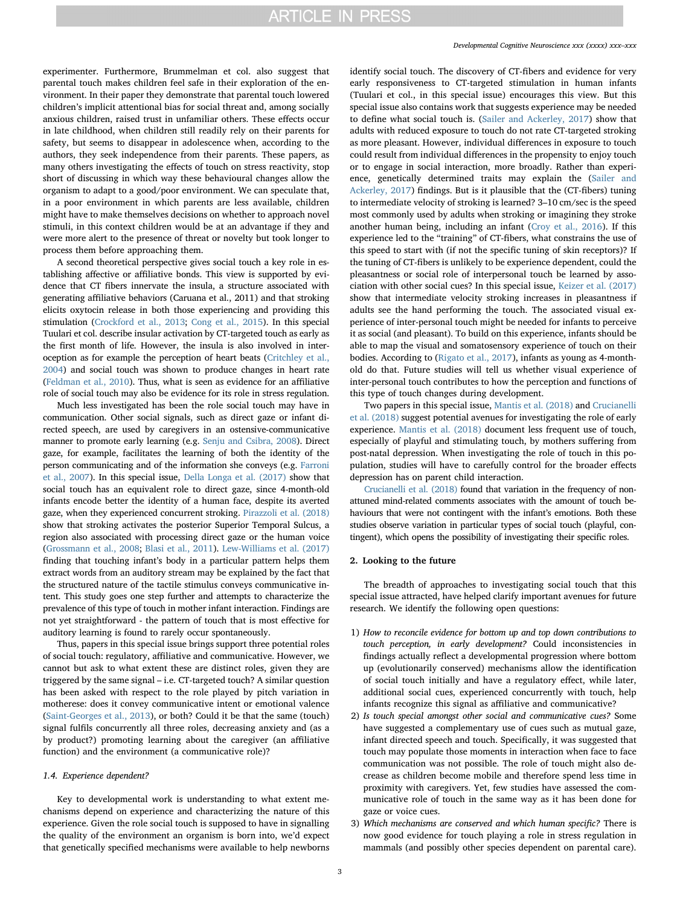experimenter. Furthermore, Brummelman et col. also suggest that parental touch makes children feel safe in their exploration of the environment. In their paper they demonstrate that parental touch lowered children's implicit attentional bias for social threat and, among socially anxious children, raised trust in unfamiliar others. These effects occur in late childhood, when children still readily rely on their parents for safety, but seems to disappear in adolescence when, according to the authors, they seek independence from their parents. These papers, as many others investigating the effects of touch on stress reactivity, stop short of discussing in which way these behavioural changes allow the organism to adapt to a good/poor environment. We can speculate that, in a poor environment in which parents are less available, children might have to make themselves decisions on whether to approach novel stimuli, in this context children would be at an advantage if they and were more alert to the presence of threat or novelty but took longer to process them before approaching them.

A second theoretical perspective gives social touch a key role in establishing affective or affiliative bonds. This view is supported by evidence that CT fibers innervate the insula, a structure associated with generating affiliative behaviors (Caruana et al., 2011) and that stroking elicits oxytocin release in both those experiencing and providing this stimulation (Crockford et al., 2013; Cong et al., 2015). In this special Tuulari et col. describe insular activation by CT-targeted touch as early as the first month of life. However, the insula is also involved in interoception as for example the perception of heart beats (Critchley et al., 2004) and social touch was shown to produce changes in heart rate (Feldman et al., 2010). Thus, what is seen as evidence for an affiliative role of social touch may also be evidence for its role in stress regulation.

Much less investigated has been the role social touch may have in communication. Other social signals, such as direct gaze or infant directed speech, are used by caregivers in an ostensive-communicative manner to promote early learning (e.g. Senju and Csibra, 2008). Direct gaze, for example, facilitates the learning of both the identity of the person communicating and of the information she conveys (e.g. Farroni et al., 2007). In this special issue, Della Longa et al. (2017) show that social touch has an equivalent role to direct gaze, since 4-month-old infants encode better the identity of a human face, despite its averted gaze, when they experienced concurrent stroking. Pirazzoli et al. (2018) show that stroking activates the posterior Superior Temporal Sulcus, a region also associated with processing direct gaze or the human voice (Grossmann et al., 2008; Blasi et al., 2011). Lew-Williams et al. (2017) finding that touching infant's body in a particular pattern helps them extract words from an auditory stream may be explained by the fact that the structured nature of the tactile stimulus conveys communicative intent. This study goes one step further and attempts to characterize the prevalence of this type of touch in mother infant interaction. Findings are not yet straightforward - the pattern of touch that is most effective for auditory learning is found to rarely occur spontaneously.

Thus, papers in this special issue brings support three potential roles of social touch: regulatory, affiliative and communicative. However, we cannot but ask to what extent these are distinct roles, given they are triggered by the same signal – i.e. CT-targeted touch? A similar question has been asked with respect to the role played by pitch variation in motherese: does it convey communicative intent or emotional valence (Saint-Georges et al., 2013), or both? Could it be that the same (touch) signal fulfils concurrently all three roles, decreasing anxiety and (as a by product?) promoting learning about the caregiver (an affiliative function) and the environment (a communicative role)?

### 1.4. Experience dependent?

Key to developmental work is understanding to what extent mechanisms depend on experience and characterizing the nature of this experience. Given the role social touch is supposed to have in signalling the quality of the environment an organism is born into, we'd expect that genetically specified mechanisms were available to help newborns identify social touch. The discovery of CT-fibers and evidence for very early responsiveness to CT-targeted stimulation in human infants (Tuulari et col., in this special issue) encourages this view. But this special issue also contains work that suggests experience may be needed to define what social touch is. (Sailer and Ackerley, 2017) show that adults with reduced exposure to touch do not rate CT-targeted stroking as more pleasant. However, individual differences in exposure to touch could result from individual differences in the propensity to enjoy touch or to engage in social interaction, more broadly. Rather than experience, genetically determined traits may explain the (Sailer and Ackerley, 2017) findings. But is it plausible that the (CT-fibers) tuning to intermediate velocity of stroking is learned? 3–10 cm/sec is the speed most commonly used by adults when stroking or imagining they stroke another human being, including an infant (Croy et al., 2016). If this experience led to the "training" of CT-fibers, what constrains the use of this speed to start with (if not the specific tuning of skin receptors)? If the tuning of CT-fibers is unlikely to be experience dependent, could the pleasantness or social role of interpersonal touch be learned by association with other social cues? In this special issue, Keizer et al. (2017) show that intermediate velocity stroking increases in pleasantness if adults see the hand performing the touch. The associated visual experience of inter-personal touch might be needed for infants to perceive it as social (and pleasant). To build on this experience, infants should be able to map the visual and somatosensory experience of touch on their bodies. According to (Rigato et al., 2017), infants as young as 4-month-old do that. Future studies will tell us whether visual experience of inter-personal touch contributes to how the perception and functions of this type of touch changes during development.

Two papers in this special issue, Mantis et al. (2018) and Crucianelli et al. (2018) suggest potential avenues for investigating the role of early experience. Mantis et al. (2018) document less frequent use of touch, especially of playful and stimulating touch, by mothers suffering from post-natal depression. When investigating the role of touch in this population, studies will have to carefully control for the broader effects depression has on parent child interaction.

Crucianelli et al. (2018) found that variation in the frequency of non-attuned mind-related comments associates with the amount of touch behaviours that were not contingent with the infant's emotions. Both these studies observe variation in particular types of social touch (playful, contingent), which opens the possibility of investigating their specific roles.

## 2. Looking to the future

The breadth of approaches to investigating social touch that this special issue attracted, have helped clarify important avenues for future research. We identify the following open questions:

1) *How to reconcile evidence for bottom up and top down contributions to touch perception, in early development?* Could inconsistencies in findings actually reflect a developmental progression where bottom up (evolutionarily conserved) mechanisms allow the identification of social touch initially and have a regulatory effect, while later, additional social cues, experienced concurrently with touch, help infants recognize this signal as affiliative and communicative?
2) *Is touch special amongst other social and communicative cues?* Some have suggested a complementary use of cues such as mutual gaze, infant directed speech and touch. Specifically, it was suggested that touch may populate those moments in interaction when face to face communication was not possible. The role of touch might also decrease as children become mobile and therefore spend less time in proximity with caregivers. Yet, few studies have assessed the communicative role of touch in the same way as it has been done for gaze or voice cues.
3) *Which mechanisms are conserved and which human specific?* There is now good evidence for touch playing a role in stress regulation in mammals (and possibly other species dependent on parental care).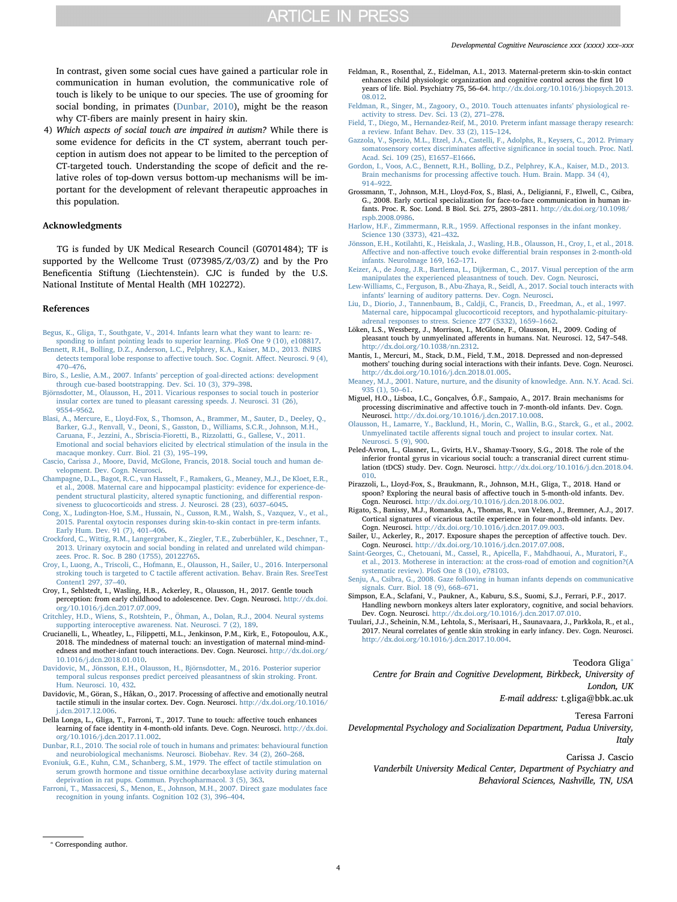In contrast, given some social cues have gained a particular role in communication in human evolution, the communicative role of touch is likely to be unique to our species. The use of grooming for social bonding, in primates (Dunbar, 2010), might be the reason why CT-fibers are mainly present in hairy skin.

4) *Which aspects of social touch are impaired in autism?* While there is some evidence for deficits in the CT system, aberrant touch perception in autism does not appear to be limited to the perception of CT-targeted touch. Understanding the scope of deficit and the relative roles of top-down versus bottom-up mechanisms will be important for the development of relevant therapeutic approaches in this population.

## Acknowledgments

TG is funded by UK Medical Research Council (G0701484); TF is supported by the Wellcome Trust (073985/Z/03/Z) and by the Pro Beneficentia Stiftung (Liechtenstein). CJC is funded by the U.S. National Institute of Mental Health (MH 102272).

## References

Begus, K., Gliga, T., Southgate, V., 2014. Infants learn what they want to learn: responding to infant pointing leads to superior learning. PloS One 9 (10), e108817.

Bennett, R.H., Bolling, D.Z., Anderson, L.C., Pelphrey, K.A., Kaiser, M.D., 2013. fNIRS detects temporal lobe response to affective touch. Soc. Cognit. Affect. Neurosci. 9 (4), 470–476.

Biro, S., Leslie, A.M., 2007. Infants' perception of goal-directed actions: development through cue-based bootstrapping. Dev. Sci. 10 (3), 379–398.

Björnsdotter, M., Olausson, H., 2011. Vicarious responses to social touch in posterior insular cortex are tuned to pleasant caressing speeds. J. Neurosci. 31 (26), 9554–9562.

Blasi, A., Mercure, E., Lloyd-Fox, S., Thomson, A., Brammer, M., Sauter, D., Deeley, Q., Barker, G.J., Renvall, V., Deoni, S., Gasston, D., Williams, S.C.R., Johnson, M.H., Caruana, F., Jezzini, A., Sbriscia-Fioretti, B., Rizzolatti, G., Gallese, V., 2011. Emotional and social behaviors elicited by electrical stimulation of the insula in the macaque monkey. Curr. Biol. 21 (3), 195–199.

Cascio, Carissa J., Moore, David, McGlone, Francis, 2018. Social touch and human development. Dev. Cogn. Neurosci.

Champagne, D.L., Bagot, R.C., van Hasselt, F., Ramakers, G., Meaney, M.J., De Kloet, E.R., et al., 2008. Maternal care and hippocampal plasticity: evidence for experience-dependent structural plasticity, altered synaptic functioning, and differential responsiveness to glucocorticoids and stress. J. Neurosci. 28 (23), 6037–6045.

Cong, X., Ludington-Hoe, S.M., Hussain, N., Cusson, R.M., Walsh, S., Vazquez, V., et al., 2015. Parental oxytocin responses during skin-to-skin contact in pre-term infants. Early Hum. Dev. 91 (7), 401–406.

Crockford, C., Wittig, R.M., Langergraber, K., Ziegler, T.E., Zuberbühler, K., Deschner, T., 2013. Urinary oxytocin and social bonding in related and unrelated wild chimpanzees. Proc. R. Soc. B 280 (1755), 20122765.

Croy, I., Luong, A., Triscoli, C., Hofmann, E., Olausson, H., Sailer, U., 2016. Interpersonal stroking touch is targeted to C tactile afferent activation. Behav. Brain Res. SreeTest Content1 297, 37–40.

Croy, I., Sehlstedt, I., Wasling, H.B., Ackerley, R., Olausson, H., 2017. Gentle touch perception: from early childhood to adolescence. Dev. Cogn. Neurosci. http://dx.doi.org/10.1016/j.dcn.2017.07.009.

Critchley, H.D., Wiens, S., Rotshtein, P., Öhman, A., Dolan, R.J., 2004. Neural systems supporting interoceptive awareness. Nat. Neurosci. 7 (2), 189.

Crucianelli, L., Wheatley, L., Filippetti, M.L., Jenkinson, P.M., Kirk, E., Fotopoulou, A.K., 2018. The mindedness of maternal touch: an investigation of maternal mind-mindedness and mother-infant touch interactions. Dev. Cogn. Neurosci. http://dx.doi.org/10.1016/j.dcn.2018.01.010.

Davidovic, M., Jönsson, E.H., Olausson, H., Björnsdotter, M., 2016. Posterior superior temporal sulcus responses predict perceived pleasantness of skin stroking. Front. Hum. Neurosci. 10, 432.

Davidovic, M., Göran, S., Håkan, O., 2017. Processing of affective and emotionally neutral tactile stimuli in the insular cortex. Dev. Cogn. Neurosci. http://dx.doi.org/10.1016/j.dcn.2017.12.006.

Della Longa, L., Gliga, T., Farroni, T., 2017. Tune to touch: affective touch enhances learning of face identity in 4-month-old infants. Deve. Cogn. Neurosci. http://dx.doi.org/10.1016/j.dcn.2017.11.002.

Dunbar, R.I., 2010. The social role of touch in humans and primates: behavioural function and neurobiological mechanisms. Neurosci. Biobehav. Rev. 34 (2), 260–268.

Evoniuk, G.E., Kuhn, C.M., Schanberg, S.M., 1979. The effect of tactile stimulation on serum growth hormone and tissue ornithine decarboxylase activity during maternal deprivation in rat pups. Commun. Psychopharmacol. 3 (5), 363.

Farroni, T., Massaccesi, S., Menon, E., Johnson, M.H., 2007. Direct gaze modulates face recognition in young infants. Cognition 102 (3), 396–404.

Feldman, R., Rosenthal, Z., Eidelman, A.I., 2013. Maternal-preterm skin-to-skin contact enhances child physiologic organization and cognitive control across the first 10 years of life. Biol. Psychiatry 75, 56–64. http://dx.doi.org/10.1016/j.biopsych.2013.08.012.

Feldman, R., Singer, M., Zagoory, O., 2010. Touch attenuates infants' physiological reactivity to stress. Dev. Sci. 13 (2), 271–278.

Field, T., Diego, M., Hernandez-Reif, M., 2010. Preterm infant massage therapy research: a review. Infant Behav. Dev. 33 (2), 115–124.

Gazzola, V., Spezio, M.L., Etzel, J.A., Castelli, F., Adolphs, R., Keysers, C., 2012. Primary somatosensory cortex discriminates affective significance in social touch. Proc. Natl. Acad. Sci. 109 (25), E1657–E1666.

Gordon, I., Voos, A.C., Bennett, R.H., Bolling, D.Z., Pelphrey, K.A., Kaiser, M.D., 2013. Brain mechanisms for processing affective touch. Hum. Brain. Mapp. 34 (4), 914–922.

Grossmann, T., Johnson, M.H., Lloyd-Fox, S., Blasi, A., Deligianni, F., Elwell, C., Csibra, G., 2008. Early cortical specialization for face-to-face communication in human infants. Proc. R. Soc. Lond. B Biol. Sci. 275, 2803–2811. http://dx.doi.org/10.1098/rspb.2008.0986.

Harlow, H.F., Zimmermann, R.R., 1959. Affectional responses in the infant monkey. Science 130 (3373), 421–432.

Jönsson, E.H., Kotilahti, K., Heiskala, J., Wasling, H.B., Olausson, H., Croy, I., et al., 2018. Affective and non-affective touch evoke differential brain responses in 2-month-old infants. NeuroImage 169, 162–171.

Keizer, A., de Jong, J.R., Bartlema, L., Dijkerman, C., 2017. Visual perception of the arm manipulates the experienced pleasantness of touch. Dev. Cogn. Neurosci.

Lew-Williams, C., Ferguson, B., Abu-Zhaya, R., Seidl, A., 2017. Social touch interacts with infants' learning of auditory patterns. Dev. Cogn. Neurosci.

Liu, D., Diorio, J., Tannenbaum, B., Caldji, C., Francis, D., Freedman, A., et al., 1997. Maternal care, hippocampal glucocorticoid receptors, and hypothalamic-pituitary-adrenal responses to stress. Science 277 (5332), 1659–1662.

Löken, L.S., Wessberg, J., Morrison, I., McGlone, F., Olausson, H., 2009. Coding of pleasant touch by unmyelinated afferents in humans. Nat. Neurosci. 12, 547–548. http://dx.doi.org/10.1038/nn.2312.

Mantis, I., Mercuri, M., Stack, D.M., Field, T.M., 2018. Depressed and non-depressed mothers' touching during social interactions with their infants. Deve. Cogn. Neurosci. http://dx.doi.org/10.1016/j.dcn.2018.01.005.

Meaney, M.J., 2001. Nature, nurture, and the disunity of knowledge. Ann. N.Y. Acad. Sci. 935 (1), 50–61.

Miguel, H.O., Lisboa, I.C., Gonçalves, Ó.F., Sampaio, A., 2017. Brain mechanisms for processing discriminative and affective touch in 7-month-old infants. Dev. Cogn. Neurosci. http://dx.doi.org/10.1016/j.dcn.2017.10.008.

Olausson, H., Lamarre, Y., Backlund, H., Morin, C., Wallin, B.G., Starck, G., et al., 2002. Unmyelinated tactile afferents signal touch and project to insular cortex. Nat. Neurosci. 5 (9), 900.

Peled-Avron, L., Glasner, L., Gvirts, H.V., Shamay-Tsoory, S.G., 2018. The role of the inferior frontal gyrus in vicarious social touch: a transcranial direct current stimulation (tDCS) study. Dev. Cogn. Neurosci. http://dx.doi.org/10.1016/j.dcn.2018.04.010.

Pirazzoli, L., Lloyd-Fox, S., Braukmann, R., Johnson, M.H., Gliga, T., 2018. Hand or spoon? Exploring the neural basis of affective touch in 5-month-old infants. Dev. Cogn. Neurosci. http://dx.doi.org/10.1016/j.dcn.2018.06.002.

Rigato, S., Banissy, M.J., Romanska, A., Thomas, R., van Velzen, J., Bremner, A.J., 2017. Cortical signatures of vicarious tactile experience in four-month-old infants. Dev. Cogn. Neurosci. http://dx.doi.org/10.1016/j.dcn.2017.09.003.

Sailer, U., Ackerley, R., 2017. Exposure shapes the perception of affective touch. Dev. Cogn. Neurosci. http://dx.doi.org/10.1016/j.dcn.2017.07.008.

Saint-Georges, C., Chetouani, M., Cassel, R., Apicella, F., Mahdhaoui, A., Muratori, F., et al., 2013. Motherese in interaction: at the cross-road of emotion and cognition?(A systematic review). PloS One 8 (10), e78103.

Senju, A., Csibra, G., 2008. Gaze following in human infants depends on communicative signals. Curr. Biol. 18 (9), 668–671.

Simpson, E.A., Sclafani, V., Paukner, A., Kaburu, S.S., Suomi, S.J., Ferrari, P.F., 2017. Handling newborn monkeys alters later exploratory, cognitive, and social behaviors. Dev. Cogn. Neurosci. http://dx.doi.org/10.1016/j.dcn.2017.07.010.

Tuulari, J.J., Scheinin, N.M., Lehtola, S., Merisaari, H., Saunavaara, J., Parkkola, R., et al., 2017. Neural correlates of gentle skin stroking in early infancy. Dev. Cogn. Neurosci. http://dx.doi.org/10.1016/j.dcn.2017.10.004.

Teodora Gliga[*]
*Centre for Brain and Cognitive Development, Birkbeck, University of London, UK*
*E-mail address:* t.gliga@bbk.ac.uk

Teresa Farroni
*Developmental Psychology and Socialization Department, Padua University, Italy*

Carissa J. Cascio
*Vanderbilt University Medical Center, Department of Psychiatry and Behavioral Sciences, Nashville, TN, USA*

[*] Corresponding author.